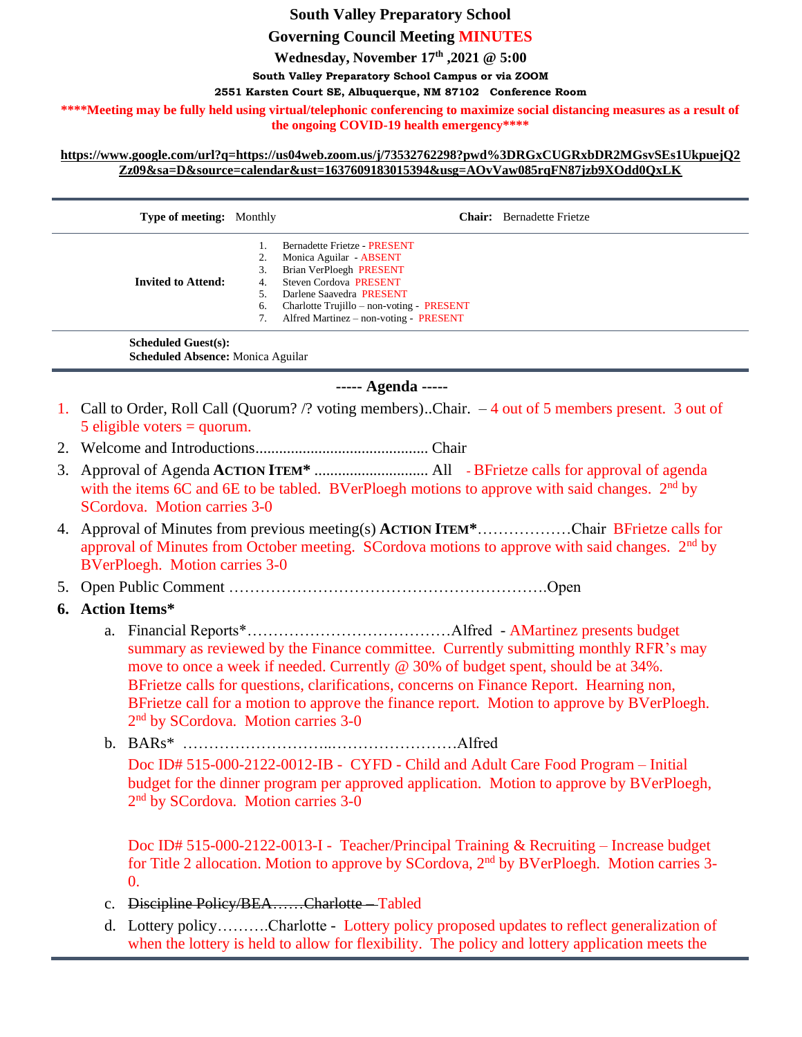# South Valley Preparatory School

## Governing Council Meeting MINUTES

**Wednesday, November 17th ,2021 @ 5:00**

**South Valley Preparatory School Campus or via ZOOM**

**2551 Karsten Court SE, Albuquerque, NM 87102 Conference Room**

**\*\*\*\*Meeting may be fully held using virtual/telephonic conferencing to maximize social distancing measures as a result of the ongoing COVID-19 health emergency\*\*\*\***

**https://www.google.com/url?q=https://us04web.zoom.us/j/73532762298?pwd%3DRGxCUGRxbDR2MGsvSEs1UkpuejQ2Zz09&sa=D&source=calendar&ust=1637609183015394&usg=AOvVaw085rqFN87jzb9XOdd0QxLK**

| **Type of meeting:** Monthly | **Chair:** Bernadette Frietze |
|---|---|
| **Invited to Attend:** | 1. Bernadette Frietze - PRESENT<br>2. Monica Aguilar - ABSENT<br>3. Brian VerPloegh PRESENT<br>4. Steven Cordova PRESENT<br>5. Darlene Saavedra PRESENT<br>6. Charlotte Trujillo – non-voting - PRESENT<br>7. Alfred Martinez – non-voting - PRESENT |

**Scheduled Guest(s):**
**Scheduled Absence:** Monica Aguilar

**----- Agenda -----**

1. Call to Order, Roll Call (Quorum? /? voting members)..Chair. – 4 out of 5 members present. 3 out of 5 eligible voters = quorum.
2. Welcome and Introductions........................................... Chair
3. Approval of Agenda **ACTION ITEM\*** ............................. All - BFrietze calls for approval of agenda with the items 6C and 6E to be tabled. BVerPloegh motions to approve with said changes. 2nd by SCordova. Motion carries 3-0
4. Approval of Minutes from previous meeting(s) **ACTION ITEM\***………………Chair BFrietze calls for approval of Minutes from October meeting. SCordova motions to approve with said changes. 2nd by BVerPloegh. Motion carries 3-0
5. Open Public Comment ……………………………………………………Open
6. **Action Items\***
   a. Financial Reports\*…………………………………Alfred - AMartinez presents budget summary as reviewed by the Finance committee. Currently submitting monthly RFR's may move to once a week if needed. Currently @ 30% of budget spent, should be at 34%. BFrietze calls for questions, clarifications, concerns on Finance Report. Hearning non, BFrietze call for a motion to approve the finance report. Motion to approve by BVerPloegh. 2nd by SCordova. Motion carries 3-0
   b. BARs\* ………………………..……………………Alfred
      Doc ID# 515-000-2122-0012-IB - CYFD - Child and Adult Care Food Program – Initial budget for the dinner program per approved application. Motion to approve by BVerPloegh, 2nd by SCordova. Motion carries 3-0

      Doc ID# 515-000-2122-0013-I - Teacher/Principal Training & Recruiting – Increase budget for Title 2 allocation. Motion to approve by SCordova, 2nd by BVerPloegh. Motion carries 3-0.
   c. ~~Discipline Policy/BEA……Charlotte –~~ Tabled
   d. Lottery policy……….Charlotte - Lottery policy proposed updates to reflect generalization of when the lottery is held to allow for flexibility. The policy and lottery application meets the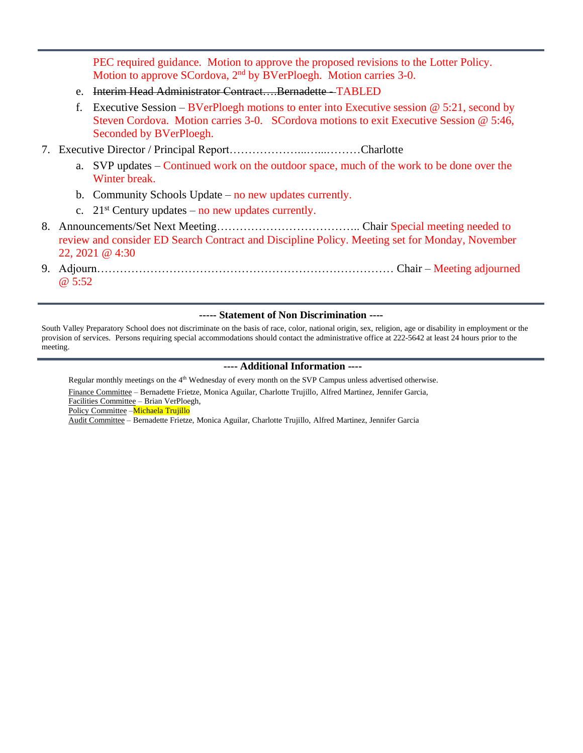PEC required guidance. Motion to approve the proposed revisions to the Lotter Policy. Motion to approve SCordova, 2nd by BVerPloegh. Motion carries 3-0.

   e. ~~Interim Head Administrator Contract….Bernadette -~~ TABLED

   f. Executive Session – BVerPloegh motions to enter into Executive session @ 5:21, second by Steven Cordova. Motion carries 3-0. SCordova motions to exit Executive Session @ 5:46, Seconded by BVerPloegh.

7. Executive Director / Principal Report………………...…...………Charlotte

   a. SVP updates – Continued work on the outdoor space, much of the work to be done over the Winter break.

   b. Community Schools Update – no new updates currently.

   c. 21st Century updates – no new updates currently.

8. Announcements/Set Next Meeting……………………………….. Chair Special meeting needed to review and consider ED Search Contract and Discipline Policy. Meeting set for Monday, November 22, 2021 @ 4:30

9. Adjourn…………………………………………………………………… Chair – Meeting adjourned @ 5:52

**----- Statement of Non Discrimination ----**

South Valley Preparatory School does not discriminate on the basis of race, color, national origin, sex, religion, age or disability in employment or the provision of services. Persons requiring special accommodations should contact the administrative office at 222-5642 at least 24 hours prior to the meeting.

**---- Additional Information ----**

Regular monthly meetings on the 4th Wednesday of every month on the SVP Campus unless advertised otherwise.

Finance Committee – Bernadette Frietze, Monica Aguilar, Charlotte Trujillo, Alfred Martinez, Jennifer Garcia,
Facilities Committee – Brian VerPloegh,
Policy Committee –Michaela Trujillo
Audit Committee – Bernadette Frietze, Monica Aguilar, Charlotte Trujillo, Alfred Martinez, Jennifer Garcia